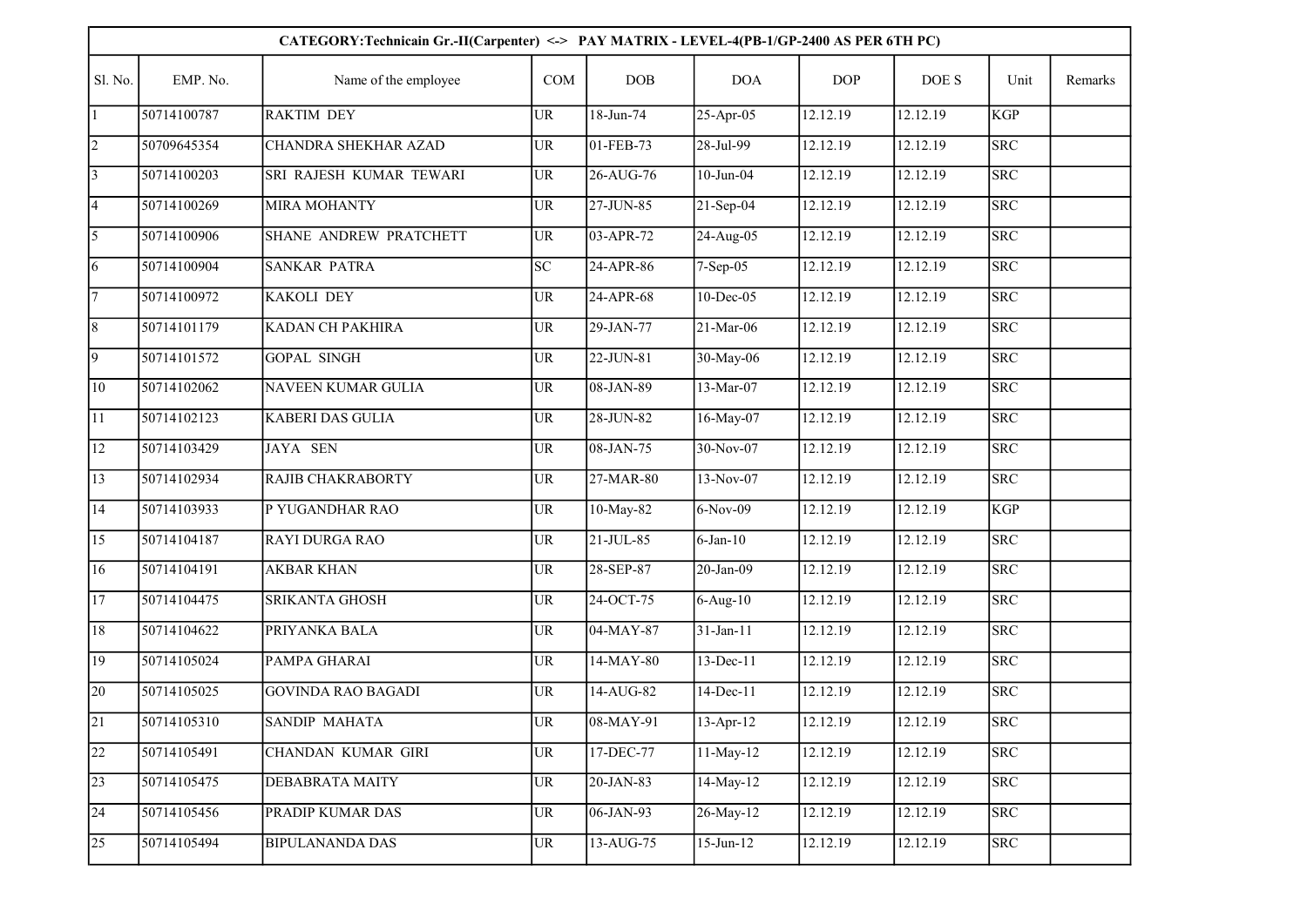| CATEGORY:Technicain Gr.-II(Carpenter) <-> PAY MATRIX - LEVEL-4(PB-1/GP-2400 AS PER 6TH PC) | | | | | | | | | |
|---|---|---|---|---|---|---|---|---|---|
| Sl. No. | EMP. No. | Name of the employee | COM | DOB | DOA | DOP | DOE S | Unit | Remarks |
| 1 | 50714100787 | RAKTIM DEY | UR | 18-Jun-74 | 25-Apr-05 | 12.12.19 | 12.12.19 | KGP | |
| 2 | 50709645354 | CHANDRA SHEKHAR AZAD | UR | 01-FEB-73 | 28-Jul-99 | 12.12.19 | 12.12.19 | SRC | |
| 3 | 50714100203 | SRI RAJESH KUMAR TEWARI | UR | 26-AUG-76 | 10-Jun-04 | 12.12.19 | 12.12.19 | SRC | |
| 4 | 50714100269 | MIRA MOHANTY | UR | 27-JUN-85 | 21-Sep-04 | 12.12.19 | 12.12.19 | SRC | |
| 5 | 50714100906 | SHANE ANDREW PRATCHETT | UR | 03-APR-72 | 24-Aug-05 | 12.12.19 | 12.12.19 | SRC | |
| 6 | 50714100904 | SANKAR PATRA | SC | 24-APR-86 | 7-Sep-05 | 12.12.19 | 12.12.19 | SRC | |
| 7 | 50714100972 | KAKOLI DEY | UR | 24-APR-68 | 10-Dec-05 | 12.12.19 | 12.12.19 | SRC | |
| 8 | 50714101179 | KADAN CH PAKHIRA | UR | 29-JAN-77 | 21-Mar-06 | 12.12.19 | 12.12.19 | SRC | |
| 9 | 50714101572 | GOPAL SINGH | UR | 22-JUN-81 | 30-May-06 | 12.12.19 | 12.12.19 | SRC | |
| 10 | 50714102062 | NAVEEN KUMAR GULIA | UR | 08-JAN-89 | 13-Mar-07 | 12.12.19 | 12.12.19 | SRC | |
| 11 | 50714102123 | KABERI DAS GULIA | UR | 28-JUN-82 | 16-May-07 | 12.12.19 | 12.12.19 | SRC | |
| 12 | 50714103429 | JAYA SEN | UR | 08-JAN-75 | 30-Nov-07 | 12.12.19 | 12.12.19 | SRC | |
| 13 | 50714102934 | RAJIB CHAKRABORTY | UR | 27-MAR-80 | 13-Nov-07 | 12.12.19 | 12.12.19 | SRC | |
| 14 | 50714103933 | P YUGANDHAR RAO | UR | 10-May-82 | 6-Nov-09 | 12.12.19 | 12.12.19 | KGP | |
| 15 | 50714104187 | RAYI DURGA RAO | UR | 21-JUL-85 | 6-Jan-10 | 12.12.19 | 12.12.19 | SRC | |
| 16 | 50714104191 | AKBAR KHAN | UR | 28-SEP-87 | 20-Jan-09 | 12.12.19 | 12.12.19 | SRC | |
| 17 | 50714104475 | SRIKANTA GHOSH | UR | 24-OCT-75 | 6-Aug-10 | 12.12.19 | 12.12.19 | SRC | |
| 18 | 50714104622 | PRIYANKA BALA | UR | 04-MAY-87 | 31-Jan-11 | 12.12.19 | 12.12.19 | SRC | |
| 19 | 50714105024 | PAMPA GHARAI | UR | 14-MAY-80 | 13-Dec-11 | 12.12.19 | 12.12.19 | SRC | |
| 20 | 50714105025 | GOVINDA RAO BAGADI | UR | 14-AUG-82 | 14-Dec-11 | 12.12.19 | 12.12.19 | SRC | |
| 21 | 50714105310 | SANDIP MAHATA | UR | 08-MAY-91 | 13-Apr-12 | 12.12.19 | 12.12.19 | SRC | |
| 22 | 50714105491 | CHANDAN KUMAR GIRI | UR | 17-DEC-77 | 11-May-12 | 12.12.19 | 12.12.19 | SRC | |
| 23 | 50714105475 | DEBABRATA MAITY | UR | 20-JAN-83 | 14-May-12 | 12.12.19 | 12.12.19 | SRC | |
| 24 | 50714105456 | PRADIP KUMAR DAS | UR | 06-JAN-93 | 26-May-12 | 12.12.19 | 12.12.19 | SRC | |
| 25 | 50714105494 | BIPULANANDA DAS | UR | 13-AUG-75 | 15-Jun-12 | 12.12.19 | 12.12.19 | SRC | |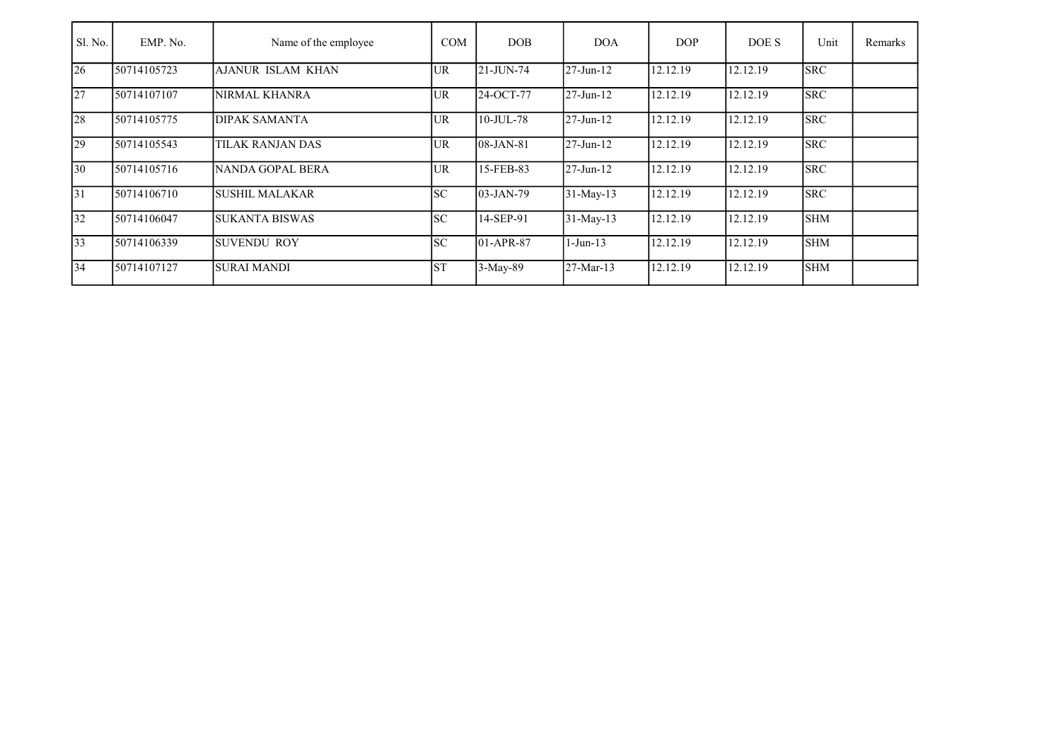| Sl. No. | EMP. No. | Name of the employee | COM | DOB | DOA | DOP | DOE S | Unit | Remarks |
|---|---|---|---|---|---|---|---|---|---|
| 26 | 50714105723 | AJANUR ISLAM KHAN | UR | 21-JUN-74 | 27-Jun-12 | 12.12.19 | 12.12.19 | SRC | |
| 27 | 50714107107 | NIRMAL KHANRA | UR | 24-OCT-77 | 27-Jun-12 | 12.12.19 | 12.12.19 | SRC | |
| 28 | 50714105775 | DIPAK SAMANTA | UR | 10-JUL-78 | 27-Jun-12 | 12.12.19 | 12.12.19 | SRC | |
| 29 | 50714105543 | TILAK RANJAN DAS | UR | 08-JAN-81 | 27-Jun-12 | 12.12.19 | 12.12.19 | SRC | |
| 30 | 50714105716 | NANDA GOPAL BERA | UR | 15-FEB-83 | 27-Jun-12 | 12.12.19 | 12.12.19 | SRC | |
| 31 | 50714106710 | SUSHIL MALAKAR | SC | 03-JAN-79 | 31-May-13 | 12.12.19 | 12.12.19 | SRC | |
| 32 | 50714106047 | SUKANTA BISWAS | SC | 14-SEP-91 | 31-May-13 | 12.12.19 | 12.12.19 | SHM | |
| 33 | 50714106339 | SUVENDU ROY | SC | 01-APR-87 | 1-Jun-13 | 12.12.19 | 12.12.19 | SHM | |
| 34 | 50714107127 | SURAI MANDI | ST | 3-May-89 | 27-Mar-13 | 12.12.19 | 12.12.19 | SHM | |